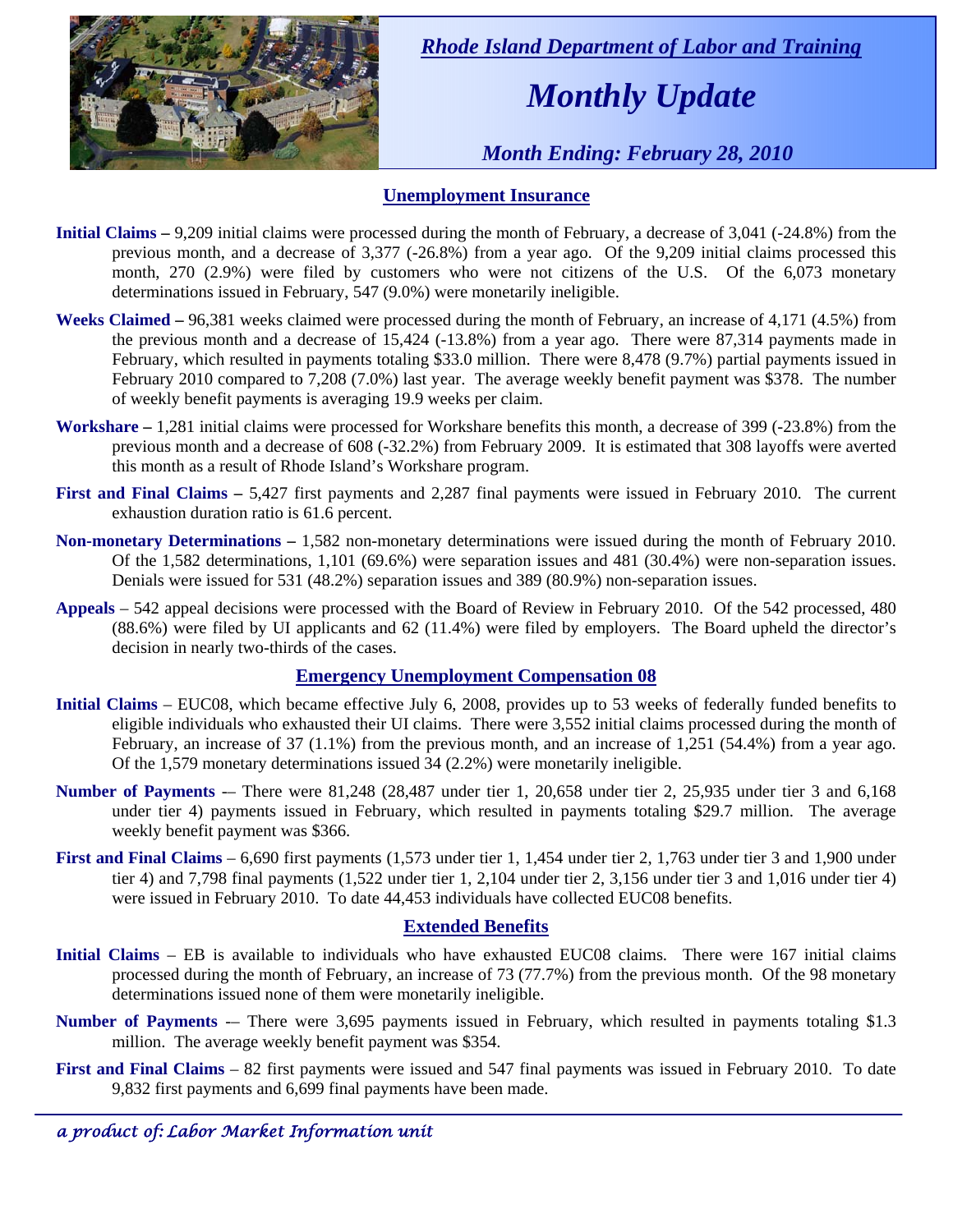*Rhode Island Department of Labor and Training*

# *Monthly Update*

*Month Ending: February 28, 2010*

## Unemployment Insurance

**Initial Claims –** 9,209 initial claims were processed during the month of February, a decrease of 3,041 (-24.8%) from the previous month, and a decrease of 3,377 (-26.8%) from a year ago. Of the 9,209 initial claims processed this month, 270 (2.9%) were filed by customers who were not citizens of the U.S. Of the 6,073 monetary determinations issued in February, 547 (9.0%) were monetarily ineligible.

**Weeks Claimed –** 96,381 weeks claimed were processed during the month of February, an increase of 4,171 (4.5%) from the previous month and a decrease of 15,424 (-13.8%) from a year ago. There were 87,314 payments made in February, which resulted in payments totaling $33.0 million. There were 8,478 (9.7%) partial payments issued in February 2010 compared to 7,208 (7.0%) last year. The average weekly benefit payment was $378. The number of weekly benefit payments is averaging 19.9 weeks per claim.

**Workshare –** 1,281 initial claims were processed for Workshare benefits this month, a decrease of 399 (-23.8%) from the previous month and a decrease of 608 (-32.2%) from February 2009. It is estimated that 308 layoffs were averted this month as a result of Rhode Island's Workshare program.

**First and Final Claims –** 5,427 first payments and 2,287 final payments were issued in February 2010. The current exhaustion duration ratio is 61.6 percent.

**Non-monetary Determinations –** 1,582 non-monetary determinations were issued during the month of February 2010. Of the 1,582 determinations, 1,101 (69.6%) were separation issues and 481 (30.4%) were non-separation issues. Denials were issued for 531 (48.2%) separation issues and 389 (80.9%) non-separation issues.

**Appeals** – 542 appeal decisions were processed with the Board of Review in February 2010. Of the 542 processed, 480 (88.6%) were filed by UI applicants and 62 (11.4%) were filed by employers. The Board upheld the director's decision in nearly two-thirds of the cases.

## Emergency Unemployment Compensation 08

**Initial Claims** – EUC08, which became effective July 6, 2008, provides up to 53 weeks of federally funded benefits to eligible individuals who exhausted their UI claims. There were 3,552 initial claims processed during the month of February, an increase of 37 (1.1%) from the previous month, and an increase of 1,251 (54.4%) from a year ago. Of the 1,579 monetary determinations issued 34 (2.2%) were monetarily ineligible.

**Number of Payments** -– There were 81,248 (28,487 under tier 1, 20,658 under tier 2, 25,935 under tier 3 and 6,168 under tier 4) payments issued in February, which resulted in payments totaling $29.7 million. The average weekly benefit payment was $366.

**First and Final Claims** – 6,690 first payments (1,573 under tier 1, 1,454 under tier 2, 1,763 under tier 3 and 1,900 under tier 4) and 7,798 final payments (1,522 under tier 1, 2,104 under tier 2, 3,156 under tier 3 and 1,016 under tier 4) were issued in February 2010. To date 44,453 individuals have collected EUC08 benefits.

## Extended Benefits

**Initial Claims** – EB is available to individuals who have exhausted EUC08 claims. There were 167 initial claims processed during the month of February, an increase of 73 (77.7%) from the previous month. Of the 98 monetary determinations issued none of them were monetarily ineligible.

**Number of Payments** -– There were 3,695 payments issued in February, which resulted in payments totaling $1.3 million. The average weekly benefit payment was $354.

**First and Final Claims** – 82 first payments were issued and 547 final payments was issued in February 2010. To date 9,832 first payments and 6,699 final payments have been made.

*a product of: Labor Market Information unit*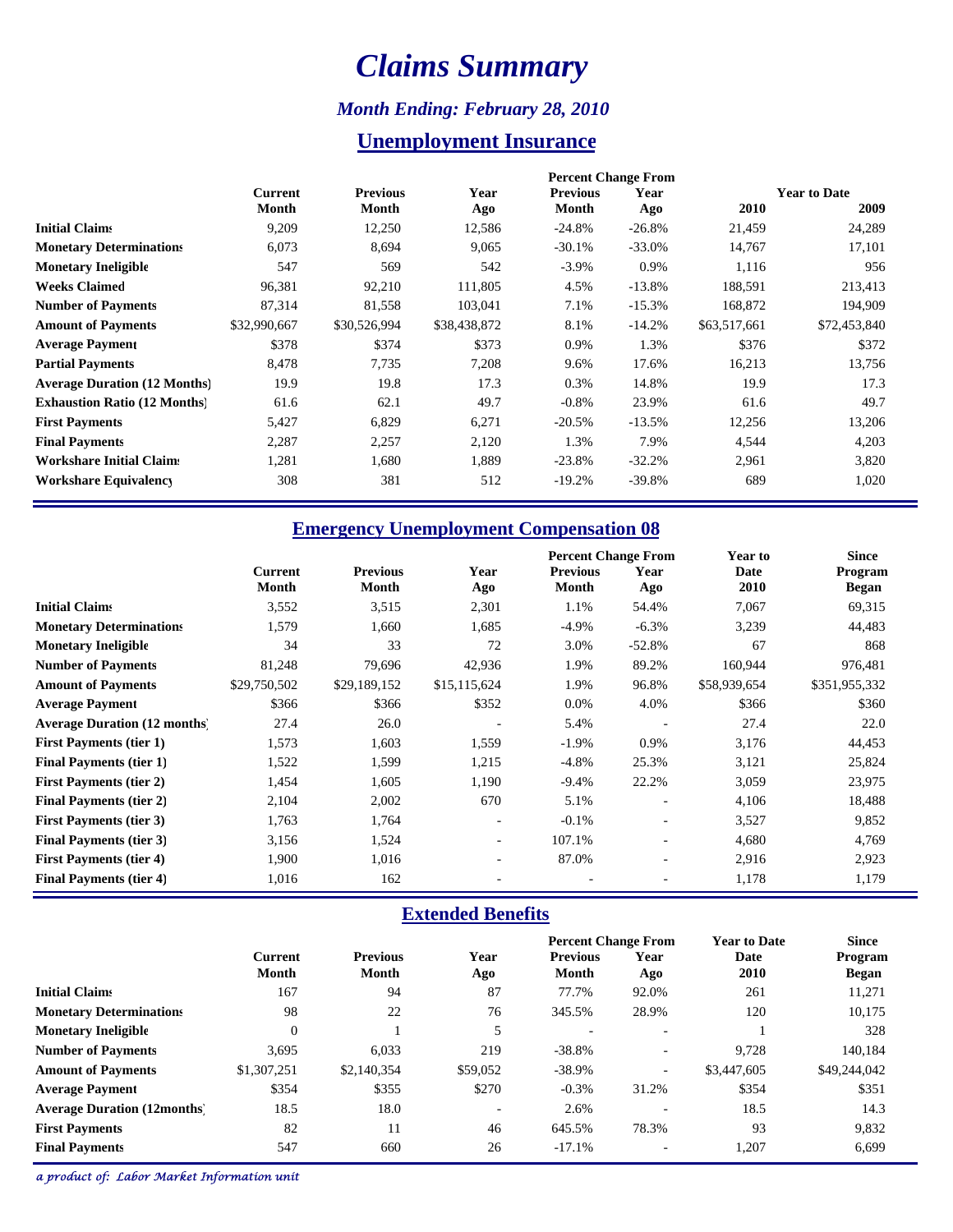# Claims Summary

### *Month Ending: February 28, 2010*

## Unemployment Insurance

| | Current Month | Previous Month | Year Ago | Percent Change From Previous Month | Percent Change From Year Ago | Year to Date 2010 | Year to Date 2009 |
|---|---|---|---|---|---|---|---|
| **Initial Claims** | 9,209 | 12,250 | 12,586 | -24.8% | -26.8% | 21,459 | 24,289 |
| **Monetary Determinations** | 6,073 | 8,694 | 9,065 | -30.1% | -33.0% | 14,767 | 17,101 |
| **Monetary Ineligible** | 547 | 569 | 542 | -3.9% | 0.9% | 1,116 | 956 |
| **Weeks Claimed** | 96,381 | 92,210 | 111,805 | 4.5% | -13.8% | 188,591 | 213,413 |
| **Number of Payments** | 87,314 | 81,558 | 103,041 | 7.1% | -15.3% | 168,872 | 194,909 |
| **Amount of Payments** | $32,990,667 | $30,526,994 | $38,438,872 | 8.1% | -14.2% | $63,517,661 | $72,453,840 |
| **Average Payment** | $378 | $374 | $373 | 0.9% | 1.3% | $376 | $372 |
| **Partial Payments** | 8,478 | 7,735 | 7,208 | 9.6% | 17.6% | 16,213 | 13,756 |
| **Average Duration (12 Months)** | 19.9 | 19.8 | 17.3 | 0.3% | 14.8% | 19.9 | 17.3 |
| **Exhaustion Ratio (12 Months)** | 61.6 | 62.1 | 49.7 | -0.8% | 23.9% | 61.6 | 49.7 |
| **First Payments** | 5,427 | 6,829 | 6,271 | -20.5% | -13.5% | 12,256 | 13,206 |
| **Final Payments** | 2,287 | 2,257 | 2,120 | 1.3% | 7.9% | 4,544 | 4,203 |
| **Workshare Initial Claims** | 1,281 | 1,680 | 1,889 | -23.8% | -32.2% | 2,961 | 3,820 |
| **Workshare Equivalency** | 308 | 381 | 512 | -19.2% | -39.8% | 689 | 1,020 |

## Emergency Unemployment Compensation 08

| | Current Month | Previous Month | Year Ago | Percent Change From Previous Month | Percent Change From Year Ago | Year to Date 2010 | Since Program Began |
|---|---|---|---|---|---|---|---|
| **Initial Claims** | 3,552 | 3,515 | 2,301 | 1.1% | 54.4% | 7,067 | 69,315 |
| **Monetary Determinations** | 1,579 | 1,660 | 1,685 | -4.9% | -6.3% | 3,239 | 44,483 |
| **Monetary Ineligible** | 34 | 33 | 72 | 3.0% | -52.8% | 67 | 868 |
| **Number of Payments** | 81,248 | 79,696 | 42,936 | 1.9% | 89.2% | 160,944 | 976,481 |
| **Amount of Payments** | $29,750,502 | $29,189,152 | $15,115,624 | 1.9% | 96.8% | $58,939,654 | $351,955,332 |
| **Average Payment** | $366 | $366 | $352 | 0.0% | 4.0% | $366 | $360 |
| **Average Duration (12 months)** | 27.4 | 26.0 | - | 5.4% | - | 27.4 | 22.0 |
| **First Payments (tier 1)** | 1,573 | 1,603 | 1,559 | -1.9% | 0.9% | 3,176 | 44,453 |
| **Final Payments (tier 1)** | 1,522 | 1,599 | 1,215 | -4.8% | 25.3% | 3,121 | 25,824 |
| **First Payments (tier 2)** | 1,454 | 1,605 | 1,190 | -9.4% | 22.2% | 3,059 | 23,975 |
| **Final Payments (tier 2)** | 2,104 | 2,002 | 670 | 5.1% | - | 4,106 | 18,488 |
| **First Payments (tier 3)** | 1,763 | 1,764 | - | -0.1% | - | 3,527 | 9,852 |
| **Final Payments (tier 3)** | 3,156 | 1,524 | - | 107.1% | - | 4,680 | 4,769 |
| **First Payments (tier 4)** | 1,900 | 1,016 | - | 87.0% | - | 2,916 | 2,923 |
| **Final Payments (tier 4)** | 1,016 | 162 | - | - | - | 1,178 | 1,179 |

## Extended Benefits

| | Current Month | Previous Month | Year Ago | Percent Change From Previous Month | Percent Change From Year Ago | Year to Date 2010 | Since Program Began |
|---|---|---|---|---|---|---|---|
| **Initial Claims** | 167 | 94 | 87 | 77.7% | 92.0% | 261 | 11,271 |
| **Monetary Determinations** | 98 | 22 | 76 | 345.5% | 28.9% | 120 | 10,175 |
| **Monetary Ineligible** | 0 | 1 | 5 | - | - | 1 | 328 |
| **Number of Payments** | 3,695 | 6,033 | 219 | -38.8% | - | 9,728 | 140,184 |
| **Amount of Payments** | $1,307,251 | $2,140,354 | $59,052 | -38.9% | - | $3,447,605 | $49,244,042 |
| **Average Payment** | $354 | $355 | $270 | -0.3% | 31.2% | $354 | $351 |
| **Average Duration (12months)** | 18.5 | 18.0 | - | 2.6% | - | 18.5 | 14.3 |
| **First Payments** | 82 | 11 | 46 | 645.5% | 78.3% | 93 | 9,832 |
| **Final Payments** | 547 | 660 | 26 | -17.1% | - | 1,207 | 6,699 |

*a product of: Labor Market Information unit*